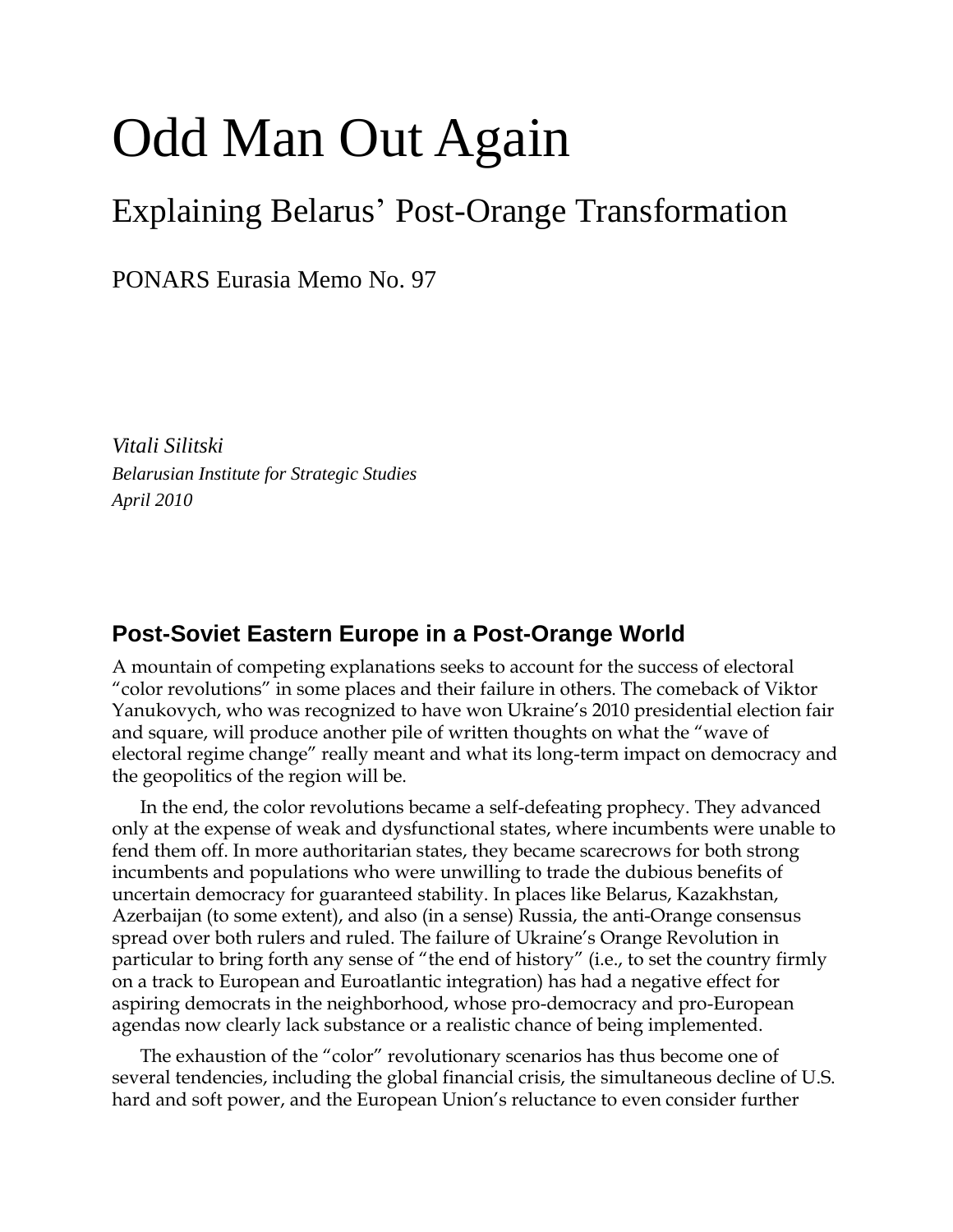# Odd Man Out Again

## Explaining Belarus' Post-Orange Transformation

PONARS Eurasia Memo No. 97

*Vitali Silitski*
*Belarusian Institute for Strategic Studies*
*April 2010*

### Post-Soviet Eastern Europe in a Post-Orange World

A mountain of competing explanations seeks to account for the success of electoral "color revolutions" in some places and their failure in others. The comeback of Viktor Yanukovych, who was recognized to have won Ukraine's 2010 presidential election fair and square, will produce another pile of written thoughts on what the "wave of electoral regime change" really meant and what its long-term impact on democracy and the geopolitics of the region will be.

In the end, the color revolutions became a self-defeating prophecy. They advanced only at the expense of weak and dysfunctional states, where incumbents were unable to fend them off. In more authoritarian states, they became scarecrows for both strong incumbents and populations who were unwilling to trade the dubious benefits of uncertain democracy for guaranteed stability. In places like Belarus, Kazakhstan, Azerbaijan (to some extent), and also (in a sense) Russia, the anti-Orange consensus spread over both rulers and ruled. The failure of Ukraine's Orange Revolution in particular to bring forth any sense of "the end of history" (i.e., to set the country firmly on a track to European and Euroatlantic integration) has had a negative effect for aspiring democrats in the neighborhood, whose pro-democracy and pro-European agendas now clearly lack substance or a realistic chance of being implemented.

The exhaustion of the "color" revolutionary scenarios has thus become one of several tendencies, including the global financial crisis, the simultaneous decline of U.S. hard and soft power, and the European Union's reluctance to even consider further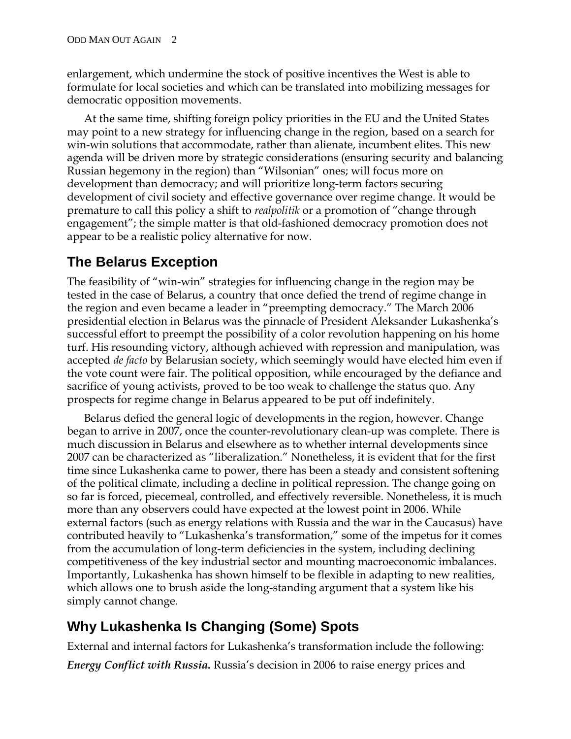enlargement, which undermine the stock of positive incentives the West is able to formulate for local societies and which can be translated into mobilizing messages for democratic opposition movements.

At the same time, shifting foreign policy priorities in the EU and the United States may point to a new strategy for influencing change in the region, based on a search for win-win solutions that accommodate, rather than alienate, incumbent elites. This new agenda will be driven more by strategic considerations (ensuring security and balancing Russian hegemony in the region) than "Wilsonian" ones; will focus more on development than democracy; and will prioritize long-term factors securing development of civil society and effective governance over regime change. It would be premature to call this policy a shift to *realpolitik* or a promotion of "change through engagement"; the simple matter is that old-fashioned democracy promotion does not appear to be a realistic policy alternative for now.

## The Belarus Exception

The feasibility of "win-win" strategies for influencing change in the region may be tested in the case of Belarus, a country that once defied the trend of regime change in the region and even became a leader in "preempting democracy." The March 2006 presidential election in Belarus was the pinnacle of President Aleksander Lukashenka's successful effort to preempt the possibility of a color revolution happening on his home turf. His resounding victory, although achieved with repression and manipulation, was accepted *de facto* by Belarusian society, which seemingly would have elected him even if the vote count were fair. The political opposition, while encouraged by the defiance and sacrifice of young activists, proved to be too weak to challenge the status quo. Any prospects for regime change in Belarus appeared to be put off indefinitely.

Belarus defied the general logic of developments in the region, however. Change began to arrive in 2007, once the counter-revolutionary clean-up was complete. There is much discussion in Belarus and elsewhere as to whether internal developments since 2007 can be characterized as "liberalization." Nonetheless, it is evident that for the first time since Lukashenka came to power, there has been a steady and consistent softening of the political climate, including a decline in political repression. The change going on so far is forced, piecemeal, controlled, and effectively reversible. Nonetheless, it is much more than any observers could have expected at the lowest point in 2006. While external factors (such as energy relations with Russia and the war in the Caucasus) have contributed heavily to "Lukashenka's transformation," some of the impetus for it comes from the accumulation of long-term deficiencies in the system, including declining competitiveness of the key industrial sector and mounting macroeconomic imbalances. Importantly, Lukashenka has shown himself to be flexible in adapting to new realities, which allows one to brush aside the long-standing argument that a system like his simply cannot change.

## Why Lukashenka Is Changing (Some) Spots

External and internal factors for Lukashenka's transformation include the following:

***Energy Conflict with Russia.*** Russia's decision in 2006 to raise energy prices and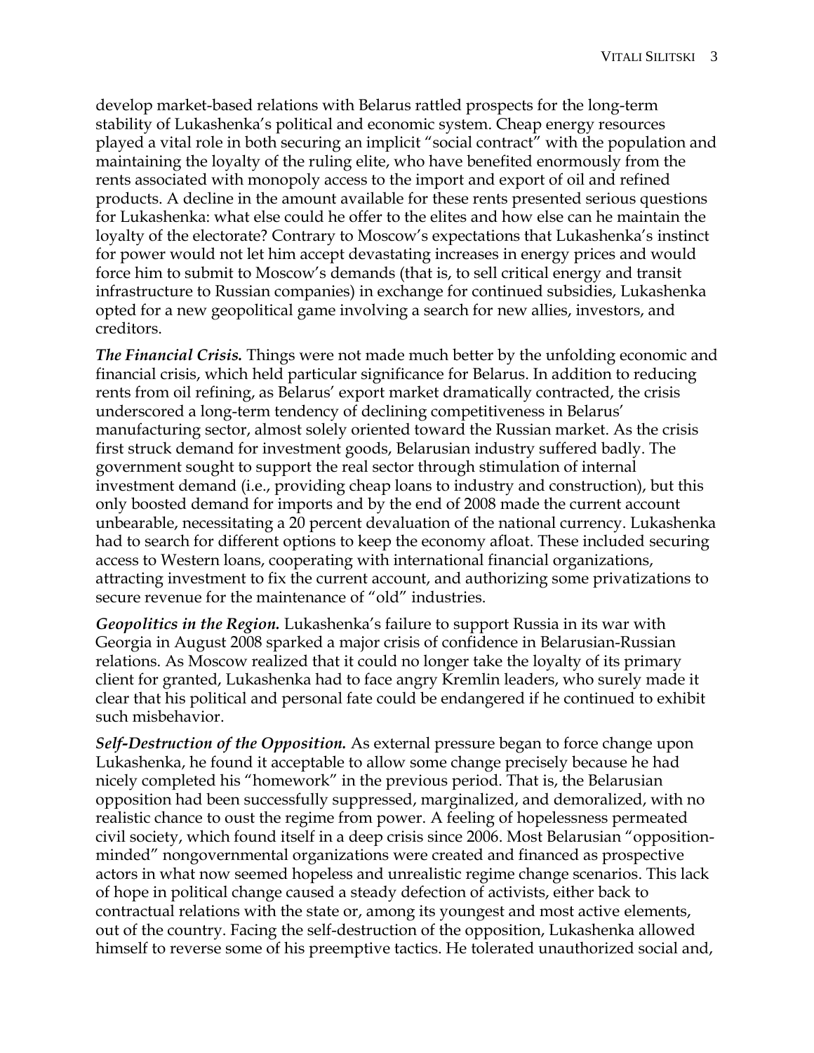develop market-based relations with Belarus rattled prospects for the long-term stability of Lukashenka's political and economic system. Cheap energy resources played a vital role in both securing an implicit "social contract" with the population and maintaining the loyalty of the ruling elite, who have benefited enormously from the rents associated with monopoly access to the import and export of oil and refined products. A decline in the amount available for these rents presented serious questions for Lukashenka: what else could he offer to the elites and how else can he maintain the loyalty of the electorate? Contrary to Moscow's expectations that Lukashenka's instinct for power would not let him accept devastating increases in energy prices and would force him to submit to Moscow's demands (that is, to sell critical energy and transit infrastructure to Russian companies) in exchange for continued subsidies, Lukashenka opted for a new geopolitical game involving a search for new allies, investors, and creditors.

***The Financial Crisis.*** Things were not made much better by the unfolding economic and financial crisis, which held particular significance for Belarus. In addition to reducing rents from oil refining, as Belarus' export market dramatically contracted, the crisis underscored a long-term tendency of declining competitiveness in Belarus' manufacturing sector, almost solely oriented toward the Russian market. As the crisis first struck demand for investment goods, Belarusian industry suffered badly. The government sought to support the real sector through stimulation of internal investment demand (i.e., providing cheap loans to industry and construction), but this only boosted demand for imports and by the end of 2008 made the current account unbearable, necessitating a 20 percent devaluation of the national currency. Lukashenka had to search for different options to keep the economy afloat. These included securing access to Western loans, cooperating with international financial organizations, attracting investment to fix the current account, and authorizing some privatizations to secure revenue for the maintenance of "old" industries.

***Geopolitics in the Region.*** Lukashenka's failure to support Russia in its war with Georgia in August 2008 sparked a major crisis of confidence in Belarusian-Russian relations. As Moscow realized that it could no longer take the loyalty of its primary client for granted, Lukashenka had to face angry Kremlin leaders, who surely made it clear that his political and personal fate could be endangered if he continued to exhibit such misbehavior.

***Self-Destruction of the Opposition.*** As external pressure began to force change upon Lukashenka, he found it acceptable to allow some change precisely because he had nicely completed his "homework" in the previous period. That is, the Belarusian opposition had been successfully suppressed, marginalized, and demoralized, with no realistic chance to oust the regime from power. A feeling of hopelessness permeated civil society, which found itself in a deep crisis since 2006. Most Belarusian "opposition-minded" nongovernmental organizations were created and financed as prospective actors in what now seemed hopeless and unrealistic regime change scenarios. This lack of hope in political change caused a steady defection of activists, either back to contractual relations with the state or, among its youngest and most active elements, out of the country. Facing the self-destruction of the opposition, Lukashenka allowed himself to reverse some of his preemptive tactics. He tolerated unauthorized social and,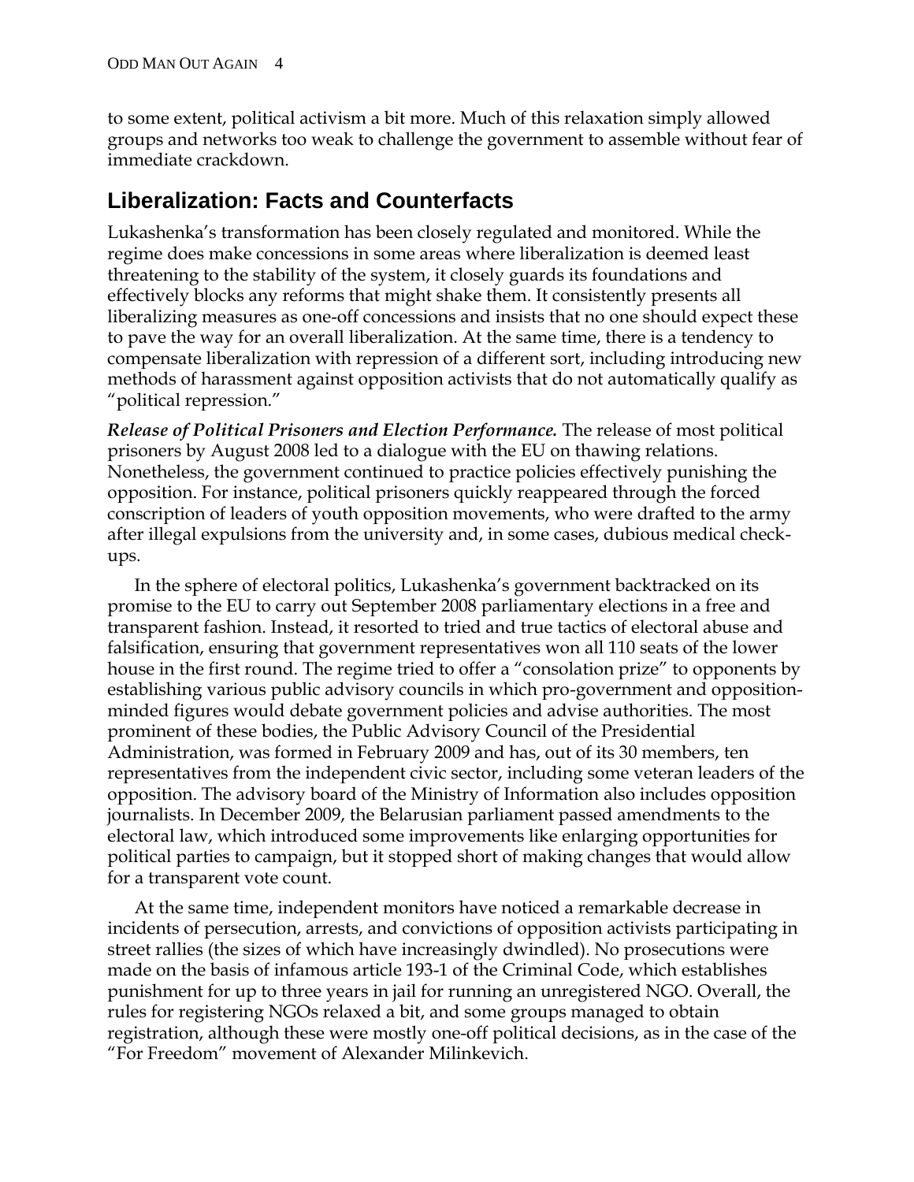to some extent, political activism a bit more. Much of this relaxation simply allowed groups and networks too weak to challenge the government to assemble without fear of immediate crackdown.

## Liberalization: Facts and Counterfacts

Lukashenka's transformation has been closely regulated and monitored. While the regime does make concessions in some areas where liberalization is deemed least threatening to the stability of the system, it closely guards its foundations and effectively blocks any reforms that might shake them. It consistently presents all liberalizing measures as one-off concessions and insists that no one should expect these to pave the way for an overall liberalization. At the same time, there is a tendency to compensate liberalization with repression of a different sort, including introducing new methods of harassment against opposition activists that do not automatically qualify as "political repression."

***Release of Political Prisoners and Election Performance.*** The release of most political prisoners by August 2008 led to a dialogue with the EU on thawing relations. Nonetheless, the government continued to practice policies effectively punishing the opposition. For instance, political prisoners quickly reappeared through the forced conscription of leaders of youth opposition movements, who were drafted to the army after illegal expulsions from the university and, in some cases, dubious medical check-ups.

In the sphere of electoral politics, Lukashenka's government backtracked on its promise to the EU to carry out September 2008 parliamentary elections in a free and transparent fashion. Instead, it resorted to tried and true tactics of electoral abuse and falsification, ensuring that government representatives won all 110 seats of the lower house in the first round. The regime tried to offer a "consolation prize" to opponents by establishing various public advisory councils in which pro-government and opposition-minded figures would debate government policies and advise authorities. The most prominent of these bodies, the Public Advisory Council of the Presidential Administration, was formed in February 2009 and has, out of its 30 members, ten representatives from the independent civic sector, including some veteran leaders of the opposition. The advisory board of the Ministry of Information also includes opposition journalists. In December 2009, the Belarusian parliament passed amendments to the electoral law, which introduced some improvements like enlarging opportunities for political parties to campaign, but it stopped short of making changes that would allow for a transparent vote count.

At the same time, independent monitors have noticed a remarkable decrease in incidents of persecution, arrests, and convictions of opposition activists participating in street rallies (the sizes of which have increasingly dwindled). No prosecutions were made on the basis of infamous article 193-1 of the Criminal Code, which establishes punishment for up to three years in jail for running an unregistered NGO. Overall, the rules for registering NGOs relaxed a bit, and some groups managed to obtain registration, although these were mostly one-off political decisions, as in the case of the "For Freedom" movement of Alexander Milinkevich.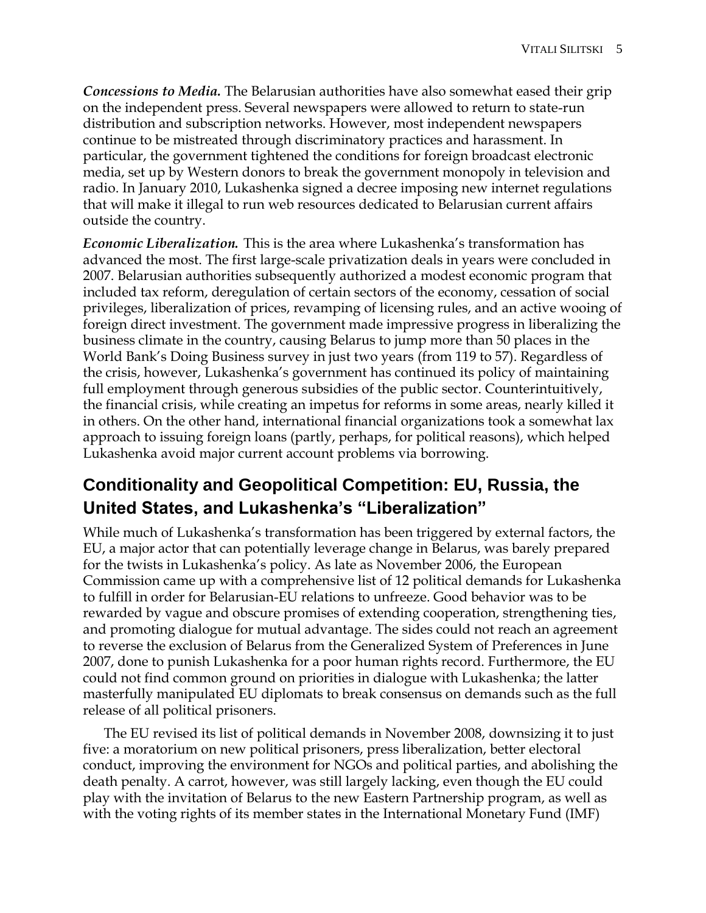***Concessions to Media.*** The Belarusian authorities have also somewhat eased their grip on the independent press. Several newspapers were allowed to return to state-run distribution and subscription networks. However, most independent newspapers continue to be mistreated through discriminatory practices and harassment. In particular, the government tightened the conditions for foreign broadcast electronic media, set up by Western donors to break the government monopoly in television and radio. In January 2010, Lukashenka signed a decree imposing new internet regulations that will make it illegal to run web resources dedicated to Belarusian current affairs outside the country.

***Economic Liberalization.*** This is the area where Lukashenka's transformation has advanced the most. The first large-scale privatization deals in years were concluded in 2007. Belarusian authorities subsequently authorized a modest economic program that included tax reform, deregulation of certain sectors of the economy, cessation of social privileges, liberalization of prices, revamping of licensing rules, and an active wooing of foreign direct investment. The government made impressive progress in liberalizing the business climate in the country, causing Belarus to jump more than 50 places in the World Bank's Doing Business survey in just two years (from 119 to 57). Regardless of the crisis, however, Lukashenka's government has continued its policy of maintaining full employment through generous subsidies of the public sector. Counterintuitively, the financial crisis, while creating an impetus for reforms in some areas, nearly killed it in others. On the other hand, international financial organizations took a somewhat lax approach to issuing foreign loans (partly, perhaps, for political reasons), which helped Lukashenka avoid major current account problems via borrowing.

## Conditionality and Geopolitical Competition: EU, Russia, the United States, and Lukashenka's "Liberalization"

While much of Lukashenka's transformation has been triggered by external factors, the EU, a major actor that can potentially leverage change in Belarus, was barely prepared for the twists in Lukashenka's policy. As late as November 2006, the European Commission came up with a comprehensive list of 12 political demands for Lukashenka to fulfill in order for Belarusian-EU relations to unfreeze. Good behavior was to be rewarded by vague and obscure promises of extending cooperation, strengthening ties, and promoting dialogue for mutual advantage. The sides could not reach an agreement to reverse the exclusion of Belarus from the Generalized System of Preferences in June 2007, done to punish Lukashenka for a poor human rights record. Furthermore, the EU could not find common ground on priorities in dialogue with Lukashenka; the latter masterfully manipulated EU diplomats to break consensus on demands such as the full release of all political prisoners.

The EU revised its list of political demands in November 2008, downsizing it to just five: a moratorium on new political prisoners, press liberalization, better electoral conduct, improving the environment for NGOs and political parties, and abolishing the death penalty. A carrot, however, was still largely lacking, even though the EU could play with the invitation of Belarus to the new Eastern Partnership program, as well as with the voting rights of its member states in the International Monetary Fund (IMF)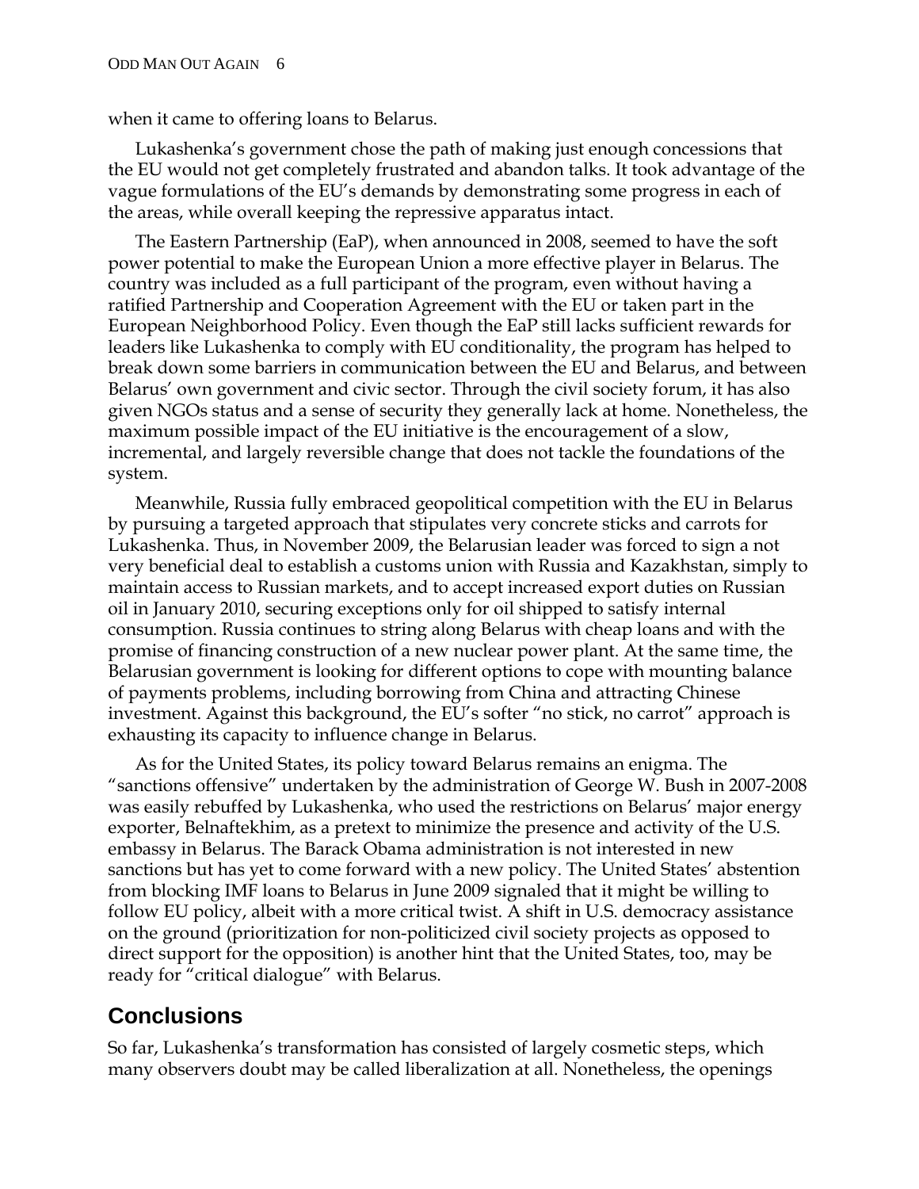when it came to offering loans to Belarus.

Lukashenka's government chose the path of making just enough concessions that the EU would not get completely frustrated and abandon talks. It took advantage of the vague formulations of the EU's demands by demonstrating some progress in each of the areas, while overall keeping the repressive apparatus intact.

The Eastern Partnership (EaP), when announced in 2008, seemed to have the soft power potential to make the European Union a more effective player in Belarus. The country was included as a full participant of the program, even without having a ratified Partnership and Cooperation Agreement with the EU or taken part in the European Neighborhood Policy. Even though the EaP still lacks sufficient rewards for leaders like Lukashenka to comply with EU conditionality, the program has helped to break down some barriers in communication between the EU and Belarus, and between Belarus' own government and civic sector. Through the civil society forum, it has also given NGOs status and a sense of security they generally lack at home. Nonetheless, the maximum possible impact of the EU initiative is the encouragement of a slow, incremental, and largely reversible change that does not tackle the foundations of the system.

Meanwhile, Russia fully embraced geopolitical competition with the EU in Belarus by pursuing a targeted approach that stipulates very concrete sticks and carrots for Lukashenka. Thus, in November 2009, the Belarusian leader was forced to sign a not very beneficial deal to establish a customs union with Russia and Kazakhstan, simply to maintain access to Russian markets, and to accept increased export duties on Russian oil in January 2010, securing exceptions only for oil shipped to satisfy internal consumption. Russia continues to string along Belarus with cheap loans and with the promise of financing construction of a new nuclear power plant. At the same time, the Belarusian government is looking for different options to cope with mounting balance of payments problems, including borrowing from China and attracting Chinese investment. Against this background, the EU's softer "no stick, no carrot" approach is exhausting its capacity to influence change in Belarus.

As for the United States, its policy toward Belarus remains an enigma. The "sanctions offensive" undertaken by the administration of George W. Bush in 2007-2008 was easily rebuffed by Lukashenka, who used the restrictions on Belarus' major energy exporter, Belnaftekhim, as a pretext to minimize the presence and activity of the U.S. embassy in Belarus. The Barack Obama administration is not interested in new sanctions but has yet to come forward with a new policy. The United States' abstention from blocking IMF loans to Belarus in June 2009 signaled that it might be willing to follow EU policy, albeit with a more critical twist. A shift in U.S. democracy assistance on the ground (prioritization for non-politicized civil society projects as opposed to direct support for the opposition) is another hint that the United States, too, may be ready for "critical dialogue" with Belarus.

## Conclusions

So far, Lukashenka's transformation has consisted of largely cosmetic steps, which many observers doubt may be called liberalization at all. Nonetheless, the openings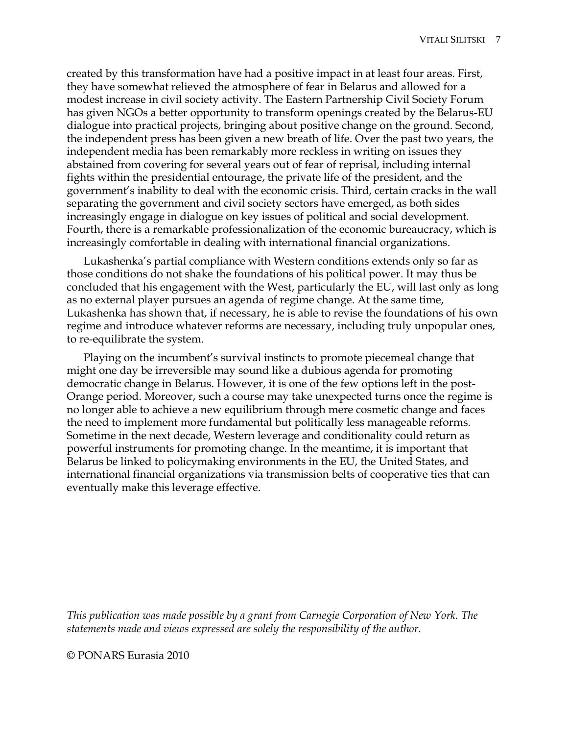created by this transformation have had a positive impact in at least four areas. First, they have somewhat relieved the atmosphere of fear in Belarus and allowed for a modest increase in civil society activity. The Eastern Partnership Civil Society Forum has given NGOs a better opportunity to transform openings created by the Belarus-EU dialogue into practical projects, bringing about positive change on the ground. Second, the independent press has been given a new breath of life. Over the past two years, the independent media has been remarkably more reckless in writing on issues they abstained from covering for several years out of fear of reprisal, including internal fights within the presidential entourage, the private life of the president, and the government's inability to deal with the economic crisis. Third, certain cracks in the wall separating the government and civil society sectors have emerged, as both sides increasingly engage in dialogue on key issues of political and social development. Fourth, there is a remarkable professionalization of the economic bureaucracy, which is increasingly comfortable in dealing with international financial organizations.

Lukashenka's partial compliance with Western conditions extends only so far as those conditions do not shake the foundations of his political power. It may thus be concluded that his engagement with the West, particularly the EU, will last only as long as no external player pursues an agenda of regime change. At the same time, Lukashenka has shown that, if necessary, he is able to revise the foundations of his own regime and introduce whatever reforms are necessary, including truly unpopular ones, to re-equilibrate the system.

Playing on the incumbent's survival instincts to promote piecemeal change that might one day be irreversible may sound like a dubious agenda for promoting democratic change in Belarus. However, it is one of the few options left in the post-Orange period. Moreover, such a course may take unexpected turns once the regime is no longer able to achieve a new equilibrium through mere cosmetic change and faces the need to implement more fundamental but politically less manageable reforms. Sometime in the next decade, Western leverage and conditionality could return as powerful instruments for promoting change. In the meantime, it is important that Belarus be linked to policymaking environments in the EU, the United States, and international financial organizations via transmission belts of cooperative ties that can eventually make this leverage effective.

*This publication was made possible by a grant from Carnegie Corporation of New York. The statements made and views expressed are solely the responsibility of the author.*

© PONARS Eurasia 2010